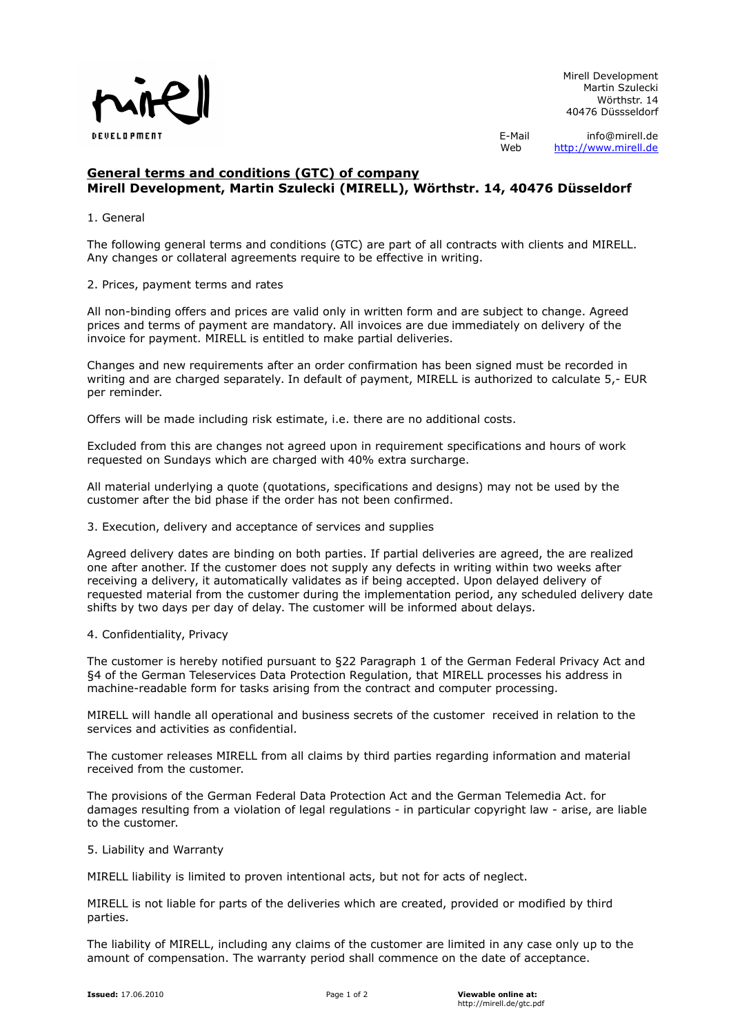Mirell Development
Martin Szulecki
Wörthstr. 14
40476 Düsseldorf

E-Mail info@mirell.de
Web http://www.mirell.de

## General terms and conditions (GTC) of company
## Mirell Development, Martin Szulecki (MIRELL), Wörthstr. 14, 40476 Düsseldorf

1. General

The following general terms and conditions (GTC) are part of all contracts with clients and MIRELL. Any changes or collateral agreements require to be effective in writing.

2. Prices, payment terms and rates

All non-binding offers and prices are valid only in written form and are subject to change. Agreed prices and terms of payment are mandatory. All invoices are due immediately on delivery of the invoice for payment. MIRELL is entitled to make partial deliveries.

Changes and new requirements after an order confirmation has been signed must be recorded in writing and are charged separately. In default of payment, MIRELL is authorized to calculate 5,- EUR per reminder.

Offers will be made including risk estimate, i.e. there are no additional costs.

Excluded from this are changes not agreed upon in requirement specifications and hours of work requested on Sundays which are charged with 40% extra surcharge.

All material underlying a quote (quotations, specifications and designs) may not be used by the customer after the bid phase if the order has not been confirmed.

3. Execution, delivery and acceptance of services and supplies

Agreed delivery dates are binding on both parties. If partial deliveries are agreed, the are realized one after another. If the customer does not supply any defects in writing within two weeks after receiving a delivery, it automatically validates as if being accepted. Upon delayed delivery of requested material from the customer during the implementation period, any scheduled delivery date shifts by two days per day of delay. The customer will be informed about delays.

4. Confidentiality, Privacy

The customer is hereby notified pursuant to §22 Paragraph 1 of the German Federal Privacy Act and §4 of the German Teleservices Data Protection Regulation, that MIRELL processes his address in machine-readable form for tasks arising from the contract and computer processing.

MIRELL will handle all operational and business secrets of the customer received in relation to the services and activities as confidential.

The customer releases MIRELL from all claims by third parties regarding information and material received from the customer.

The provisions of the German Federal Data Protection Act and the German Telemedia Act. for damages resulting from a violation of legal regulations - in particular copyright law - arise, are liable to the customer.

5. Liability and Warranty

MIRELL liability is limited to proven intentional acts, but not for acts of neglect.

MIRELL is not liable for parts of the deliveries which are created, provided or modified by third parties.

The liability of MIRELL, including any claims of the customer are limited in any case only up to the amount of compensation. The warranty period shall commence on the date of acceptance.

**Issued:** 17.06.2010

**Viewable online at:** http://mirell.de/gtc.pdf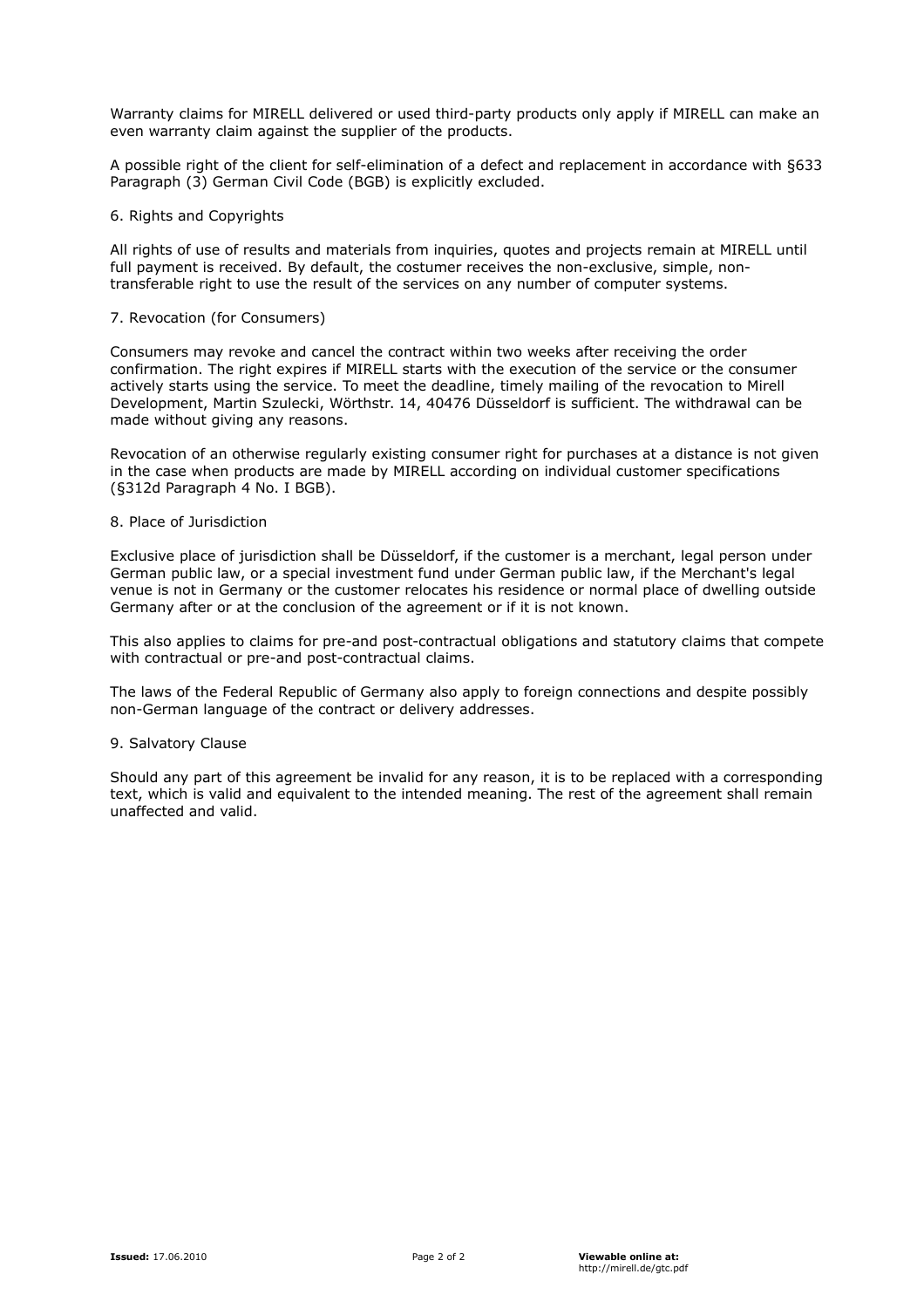Warranty claims for MIRELL delivered or used third-party products only apply if MIRELL can make an even warranty claim against the supplier of the products.

A possible right of the client for self-elimination of a defect and replacement in accordance with §633 Paragraph (3) German Civil Code (BGB) is explicitly excluded.

## 6. Rights and Copyrights

All rights of use of results and materials from inquiries, quotes and projects remain at MIRELL until full payment is received. By default, the costumer receives the non-exclusive, simple, non-transferable right to use the result of the services on any number of computer systems.

## 7. Revocation (for Consumers)

Consumers may revoke and cancel the contract within two weeks after receiving the order confirmation. The right expires if MIRELL starts with the execution of the service or the consumer actively starts using the service. To meet the deadline, timely mailing of the revocation to Mirell Development, Martin Szulecki, Wörthstr. 14, 40476 Düsseldorf is sufficient. The withdrawal can be made without giving any reasons.

Revocation of an otherwise regularly existing consumer right for purchases at a distance is not given in the case when products are made by MIRELL according on individual customer specifications (§312d Paragraph 4 No. I BGB).

## 8. Place of Jurisdiction

Exclusive place of jurisdiction shall be Düsseldorf, if the customer is a merchant, legal person under German public law, or a special investment fund under German public law, if the Merchant's legal venue is not in Germany or the customer relocates his residence or normal place of dwelling outside Germany after or at the conclusion of the agreement or if it is not known.

This also applies to claims for pre-and post-contractual obligations and statutory claims that compete with contractual or pre-and post-contractual claims.

The laws of the Federal Republic of Germany also apply to foreign connections and despite possibly non-German language of the contract or delivery addresses.

## 9. Salvatory Clause

Should any part of this agreement be invalid for any reason, it is to be replaced with a corresponding text, which is valid and equivalent to the intended meaning. The rest of the agreement shall remain unaffected and valid.